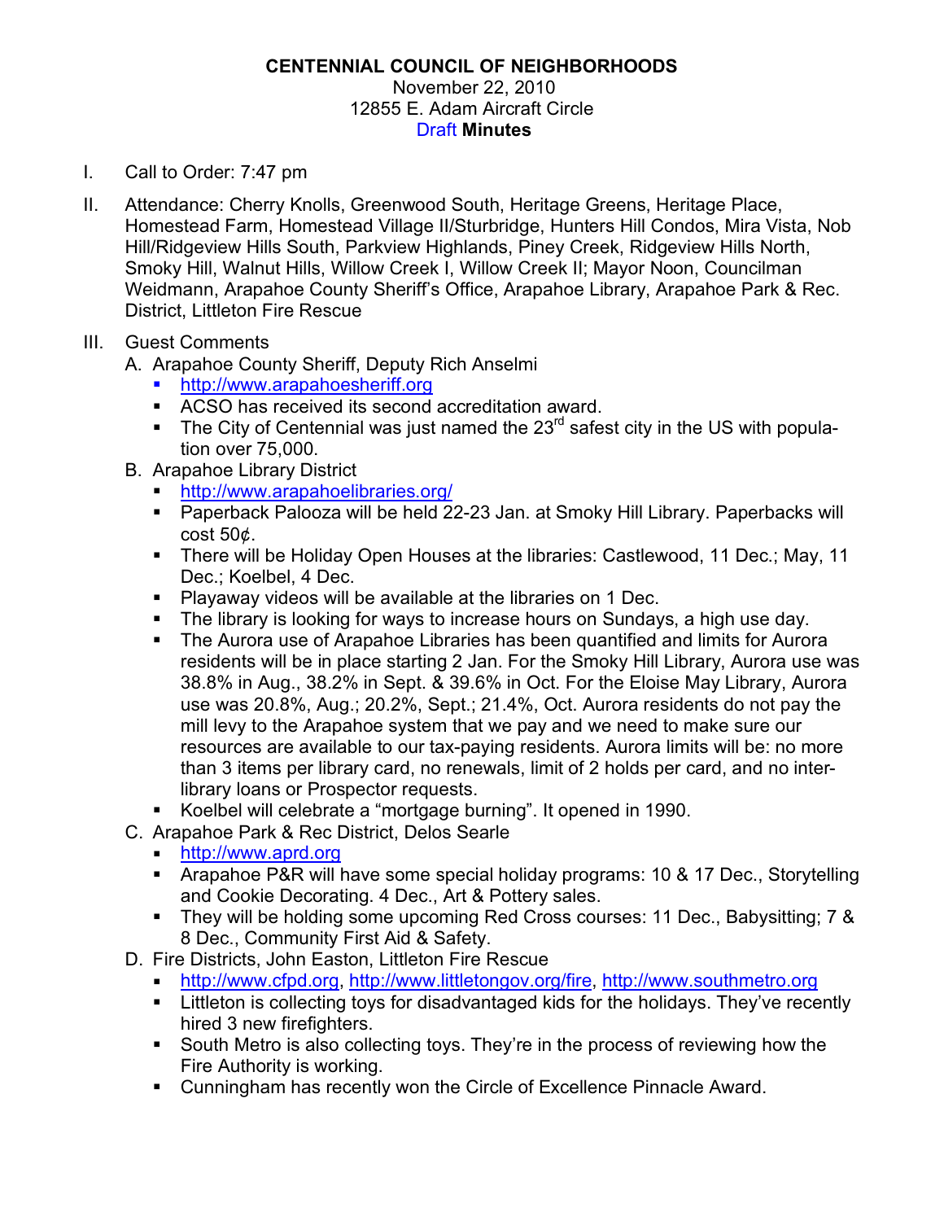# CENTENNIAL COUNCIL OF NEIGHBORHOODS

November 22, 2010
12855 E. Adam Aircraft Circle
Draft **Minutes**

I. Call to Order: 7:47 pm

II. Attendance: Cherry Knolls, Greenwood South, Heritage Greens, Heritage Place, Homestead Farm, Homestead Village II/Sturbridge, Hunters Hill Condos, Mira Vista, Nob Hill/Ridgeview Hills South, Parkview Highlands, Piney Creek, Ridgeview Hills North, Smoky Hill, Walnut Hills, Willow Creek I, Willow Creek II; Mayor Noon, Councilman Weidmann, Arapahoe County Sheriff's Office, Arapahoe Library, Arapahoe Park & Rec. District, Littleton Fire Rescue

III. Guest Comments

A. Arapahoe County Sheriff, Deputy Rich Anselmi
- http://www.arapahoesheriff.org
- ACSO has received its second accreditation award.
- The City of Centennial was just named the 23rd safest city in the US with population over 75,000.

B. Arapahoe Library District
- http://www.arapahoelibraries.org/
- Paperback Palooza will be held 22-23 Jan. at Smoky Hill Library. Paperbacks will cost 50¢.
- There will be Holiday Open Houses at the libraries: Castlewood, 11 Dec.; May, 11 Dec.; Koelbel, 4 Dec.
- Playaway videos will be available at the libraries on 1 Dec.
- The library is looking for ways to increase hours on Sundays, a high use day.
- The Aurora use of Arapahoe Libraries has been quantified and limits for Aurora residents will be in place starting 2 Jan. For the Smoky Hill Library, Aurora use was 38.8% in Aug., 38.2% in Sept. & 39.6% in Oct. For the Eloise May Library, Aurora use was 20.8%, Aug.; 20.2%, Sept.; 21.4%, Oct. Aurora residents do not pay the mill levy to the Arapahoe system that we pay and we need to make sure our resources are available to our tax-paying residents. Aurora limits will be: no more than 3 items per library card, no renewals, limit of 2 holds per card, and no inter-library loans or Prospector requests.
- Koelbel will celebrate a "mortgage burning". It opened in 1990.

C. Arapahoe Park & Rec District, Delos Searle
- http://www.aprd.org
- Arapahoe P&R will have some special holiday programs: 10 & 17 Dec., Storytelling and Cookie Decorating. 4 Dec., Art & Pottery sales.
- They will be holding some upcoming Red Cross courses: 11 Dec., Babysitting; 7 & 8 Dec., Community First Aid & Safety.

D. Fire Districts, John Easton, Littleton Fire Rescue
- http://www.cfpd.org, http://www.littletongov.org/fire, http://www.southmetro.org
- Littleton is collecting toys for disadvantaged kids for the holidays. They've recently hired 3 new firefighters.
- South Metro is also collecting toys. They're in the process of reviewing how the Fire Authority is working.
- Cunningham has recently won the Circle of Excellence Pinnacle Award.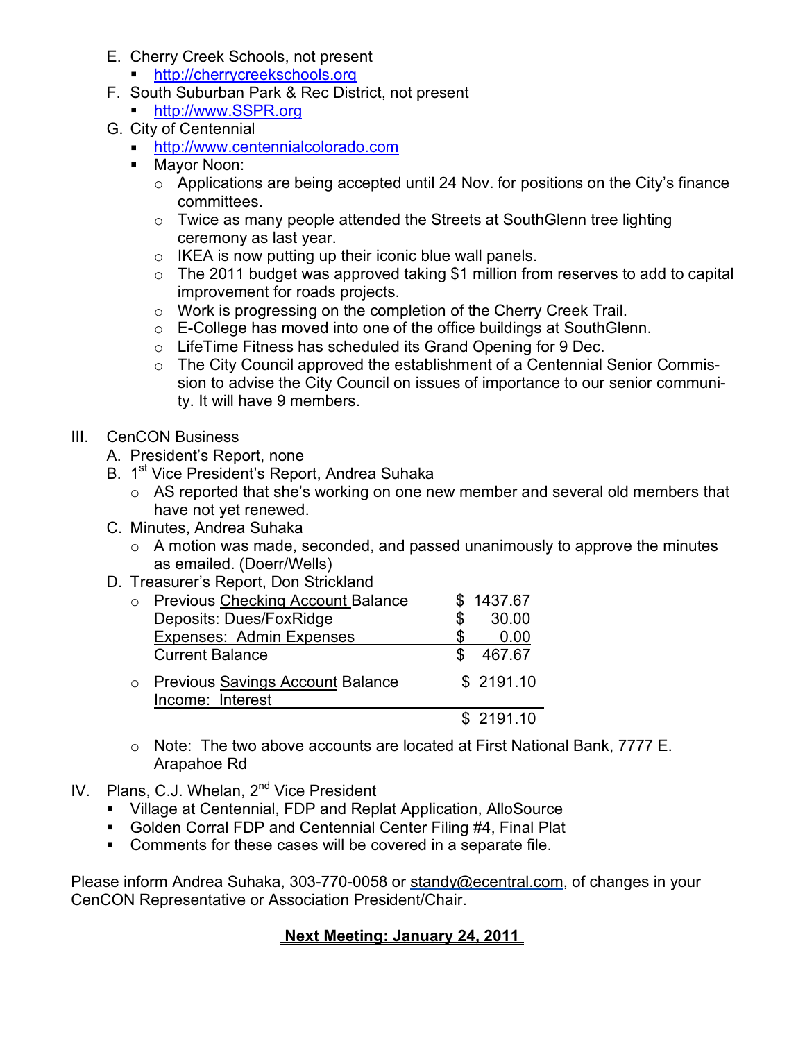E. Cherry Creek Schools, not present
   - http://cherrycreekschools.org

F. South Suburban Park & Rec District, not present
   - http://www.SSPR.org

G. City of Centennial
   - http://www.centennialcolorado.com
   - Mayor Noon:
     - Applications are being accepted until 24 Nov. for positions on the City's finance committees.
     - Twice as many people attended the Streets at SouthGlenn tree lighting ceremony as last year.
     - IKEA is now putting up their iconic blue wall panels.
     - The 2011 budget was approved taking $1 million from reserves to add to capital improvement for roads projects.
     - Work is progressing on the completion of the Cherry Creek Trail.
     - E-College has moved into one of the office buildings at SouthGlenn.
     - LifeTime Fitness has scheduled its Grand Opening for 9 Dec.
     - The City Council approved the establishment of a Centennial Senior Commission to advise the City Council on issues of importance to our senior community. It will have 9 members.

III. CenCON Business

A. President's Report, none

B. 1st Vice President's Report, Andrea Suhaka
   - AS reported that she's working on one new member and several old members that have not yet renewed.

C. Minutes, Andrea Suhaka
   - A motion was made, seconded, and passed unanimously to approve the minutes as emailed. (Doerr/Wells)

D. Treasurer's Report, Don Strickland

| | |
|---|---|
| Previous Checking Account Balance | $ 1437.67 |
| Deposits: Dues/FoxRidge | $ 30.00 |
| Expenses: Admin Expenses | $ 0.00 |
| Current Balance | $ 467.67 |

| | |
|---|---|
| Previous Savings Account Balance | $ 2191.10 |
| Income: Interest | |
| | $ 2191.10 |

   - Note: The two above accounts are located at First National Bank, 7777 E. Arapahoe Rd

IV. Plans, C.J. Whelan, 2nd Vice President
   - Village at Centennial, FDP and Replat Application, AlloSource
   - Golden Corral FDP and Centennial Center Filing #4, Final Plat
   - Comments for these cases will be covered in a separate file.

Please inform Andrea Suhaka, 303-770-0058 or standy@ecentral.com, of changes in your CenCON Representative or Association President/Chair.

**Next Meeting: January 24, 2011**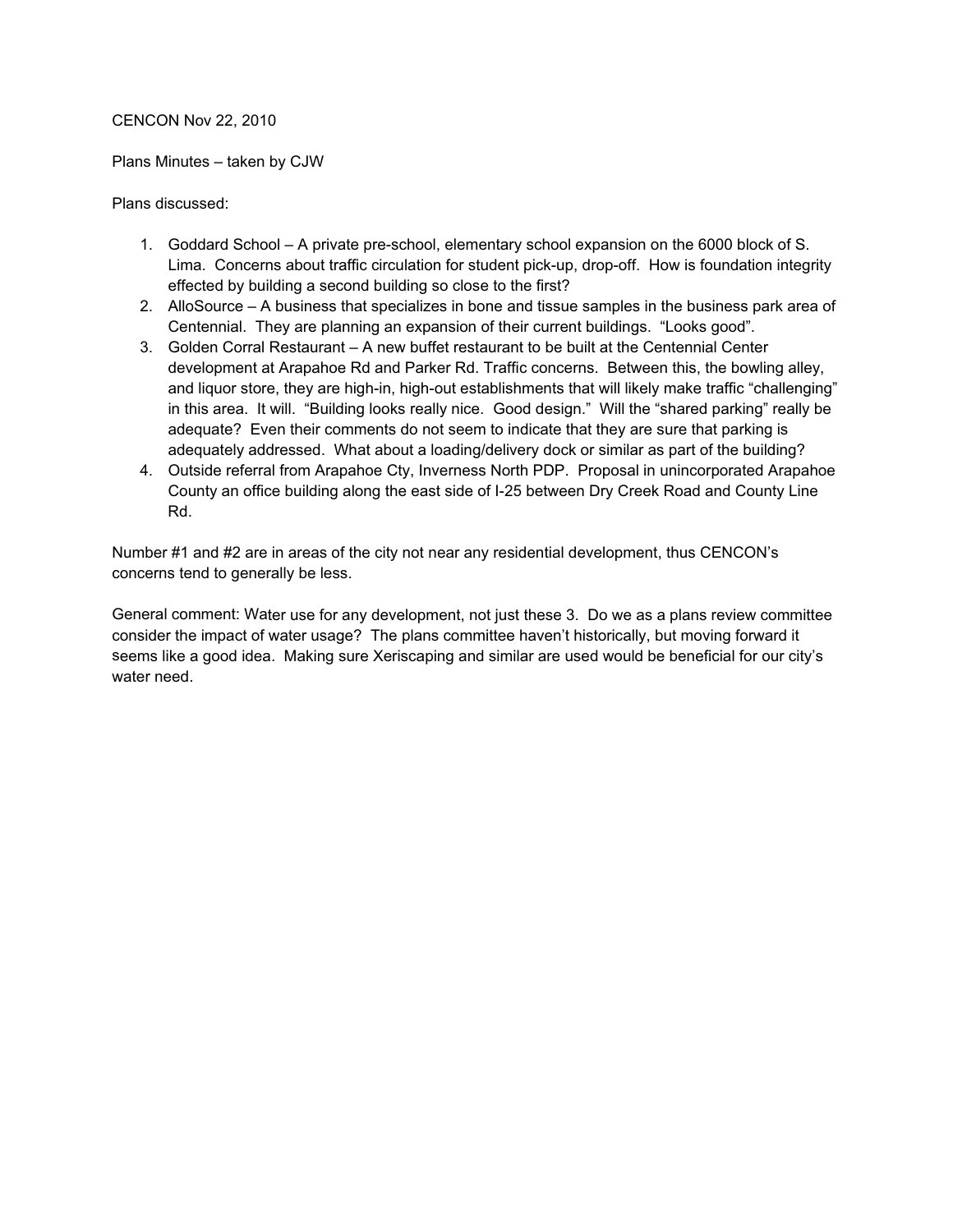CENCON Nov 22, 2010

Plans Minutes – taken by CJW

Plans discussed:

1. Goddard School – A private pre-school, elementary school expansion on the 6000 block of S. Lima. Concerns about traffic circulation for student pick-up, drop-off. How is foundation integrity effected by building a second building so close to the first?
2. AlloSource – A business that specializes in bone and tissue samples in the business park area of Centennial. They are planning an expansion of their current buildings. "Looks good".
3. Golden Corral Restaurant – A new buffet restaurant to be built at the Centennial Center development at Arapahoe Rd and Parker Rd. Traffic concerns. Between this, the bowling alley, and liquor store, they are high-in, high-out establishments that will likely make traffic "challenging" in this area. It will. "Building looks really nice. Good design." Will the "shared parking" really be adequate? Even their comments do not seem to indicate that they are sure that parking is adequately addressed. What about a loading/delivery dock or similar as part of the building?
4. Outside referral from Arapahoe Cty, Inverness North PDP. Proposal in unincorporated Arapahoe County an office building along the east side of I-25 between Dry Creek Road and County Line Rd.

Number #1 and #2 are in areas of the city not near any residential development, thus CENCON's concerns tend to generally be less.

General comment: Water use for any development, not just these 3. Do we as a plans review committee consider the impact of water usage? The plans committee haven't historically, but moving forward it seems like a good idea. Making sure Xeriscaping and similar are used would be beneficial for our city's water need.